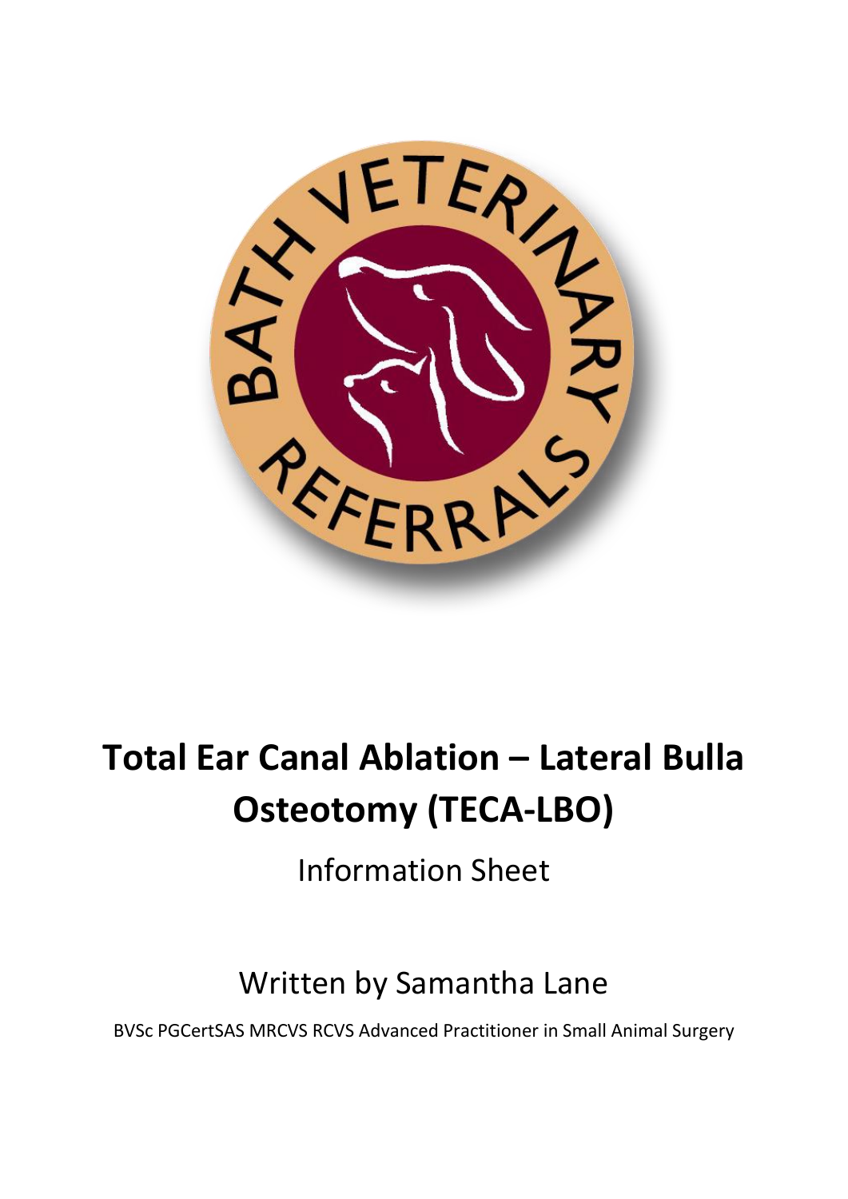# Total Ear Canal Ablation – Lateral Bulla Osteotomy (TECA-LBO)

Information Sheet

Written by Samantha Lane

BVSc PGCertSAS MRCVS RCVS Advanced Practitioner in Small Animal Surgery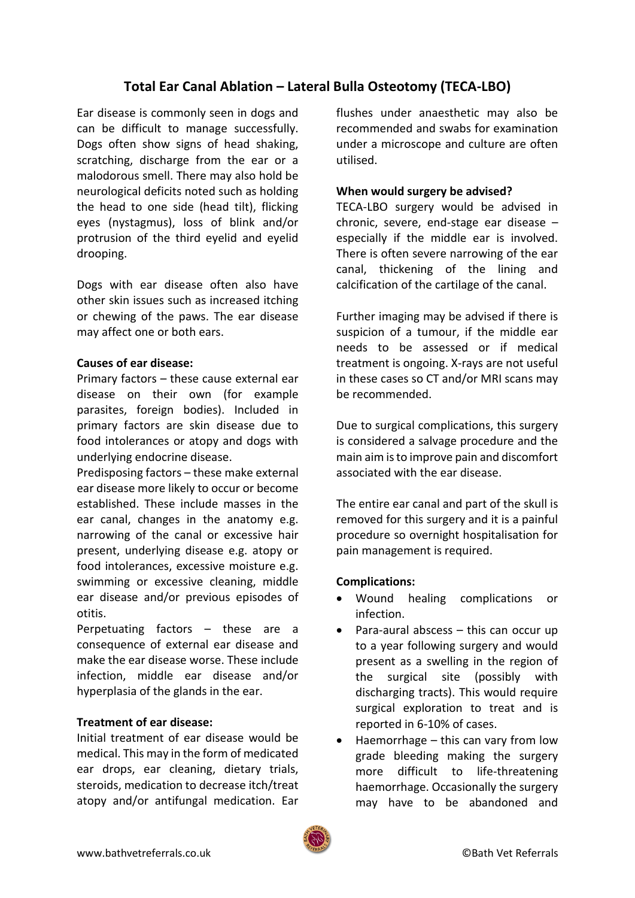# Total Ear Canal Ablation – Lateral Bulla Osteotomy (TECA-LBO)

Ear disease is commonly seen in dogs and can be difficult to manage successfully. Dogs often show signs of head shaking, scratching, discharge from the ear or a malodorous smell. There may also hold be neurological deficits noted such as holding the head to one side (head tilt), flicking eyes (nystagmus), loss of blink and/or protrusion of the third eyelid and eyelid drooping.

Dogs with ear disease often also have other skin issues such as increased itching or chewing of the paws. The ear disease may affect one or both ears.

**Causes of ear disease:**

Primary factors – these cause external ear disease on their own (for example parasites, foreign bodies). Included in primary factors are skin disease due to food intolerances or atopy and dogs with underlying endocrine disease.

Predisposing factors – these make external ear disease more likely to occur or become established. These include masses in the ear canal, changes in the anatomy e.g. narrowing of the canal or excessive hair present, underlying disease e.g. atopy or food intolerances, excessive moisture e.g. swimming or excessive cleaning, middle ear disease and/or previous episodes of otitis.

Perpetuating factors – these are a consequence of external ear disease and make the ear disease worse. These include infection, middle ear disease and/or hyperplasia of the glands in the ear.

**Treatment of ear disease:**

Initial treatment of ear disease would be medical. This may in the form of medicated ear drops, ear cleaning, dietary trials, steroids, medication to decrease itch/treat atopy and/or antifungal medication. Ear flushes under anaesthetic may also be recommended and swabs for examination under a microscope and culture are often utilised.

**When would surgery be advised?**

TECA-LBO surgery would be advised in chronic, severe, end-stage ear disease – especially if the middle ear is involved. There is often severe narrowing of the ear canal, thickening of the lining and calcification of the cartilage of the canal.

Further imaging may be advised if there is suspicion of a tumour, if the middle ear needs to be assessed or if medical treatment is ongoing. X-rays are not useful in these cases so CT and/or MRI scans may be recommended.

Due to surgical complications, this surgery is considered a salvage procedure and the main aim is to improve pain and discomfort associated with the ear disease.

The entire ear canal and part of the skull is removed for this surgery and it is a painful procedure so overnight hospitalisation for pain management is required.

**Complications:**

- Wound healing complications or infection.
- Para-aural abscess – this can occur up to a year following surgery and would present as a swelling in the region of the surgical site (possibly with discharging tracts). This would require surgical exploration to treat and is reported in 6-10% of cases.
- Haemorrhage – this can vary from low grade bleeding making the surgery more difficult to life-threatening haemorrhage. Occasionally the surgery may have to be abandoned and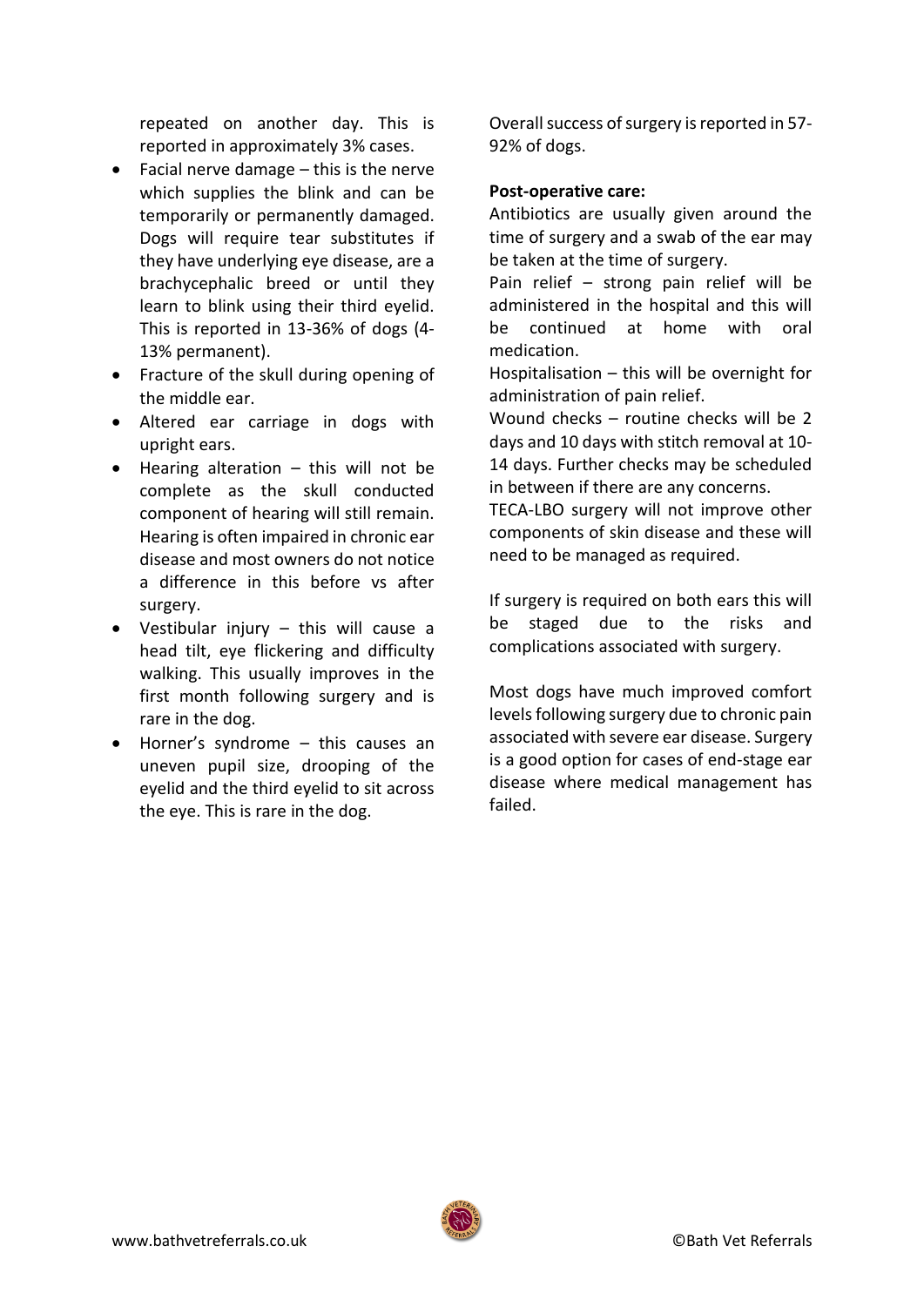repeated on another day. This is reported in approximately 3% cases.

- Facial nerve damage – this is the nerve which supplies the blink and can be temporarily or permanently damaged. Dogs will require tear substitutes if they have underlying eye disease, are a brachycephalic breed or until they learn to blink using their third eyelid. This is reported in 13-36% of dogs (4-13% permanent).
- Fracture of the skull during opening of the middle ear.
- Altered ear carriage in dogs with upright ears.
- Hearing alteration – this will not be complete as the skull conducted component of hearing will still remain. Hearing is often impaired in chronic ear disease and most owners do not notice a difference in this before vs after surgery.
- Vestibular injury – this will cause a head tilt, eye flickering and difficulty walking. This usually improves in the first month following surgery and is rare in the dog.
- Horner's syndrome – this causes an uneven pupil size, drooping of the eyelid and the third eyelid to sit across the eye. This is rare in the dog.

Overall success of surgery is reported in 57-92% of dogs.

**Post-operative care:**

Antibiotics are usually given around the time of surgery and a swab of the ear may be taken at the time of surgery.

Pain relief – strong pain relief will be administered in the hospital and this will be continued at home with oral medication.

Hospitalisation – this will be overnight for administration of pain relief.

Wound checks – routine checks will be 2 days and 10 days with stitch removal at 10-14 days. Further checks may be scheduled in between if there are any concerns.

TECA-LBO surgery will not improve other components of skin disease and these will need to be managed as required.

If surgery is required on both ears this will be staged due to the risks and complications associated with surgery.

Most dogs have much improved comfort levels following surgery due to chronic pain associated with severe ear disease. Surgery is a good option for cases of end-stage ear disease where medical management has failed.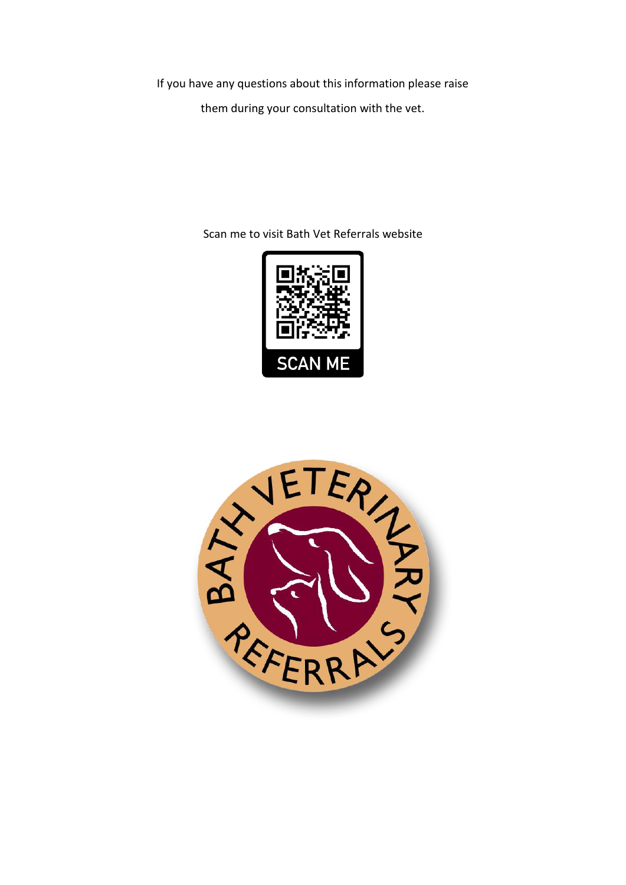If you have any questions about this information please raise them during your consultation with the vet.

Scan me to visit Bath Vet Referrals website